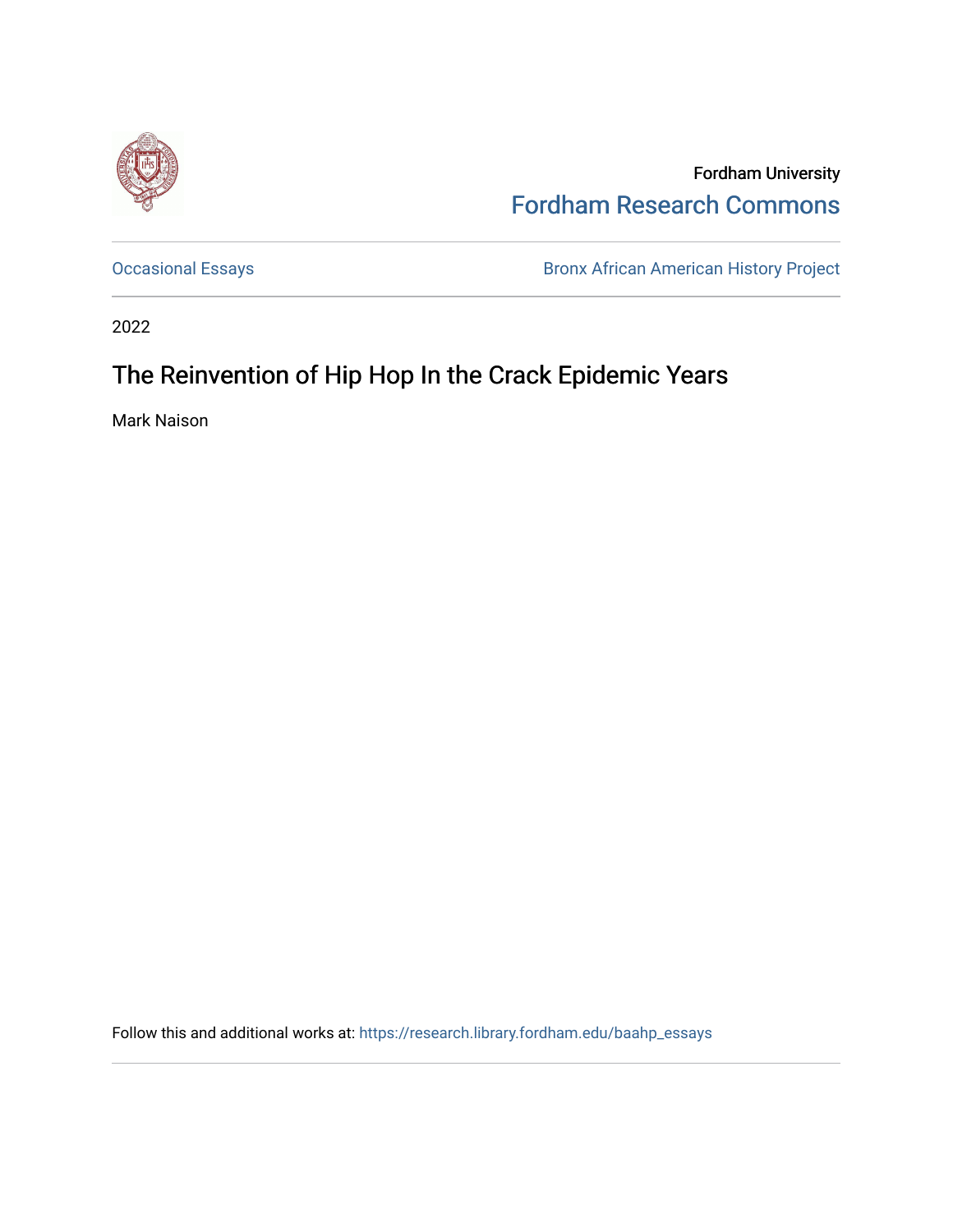Fordham University

Fordham Research Commons

Occasional Essays

Bronx African American History Project

2022

# The Reinvention of Hip Hop In the Crack Epidemic Years

Mark Naison

Follow this and additional works at: https://research.library.fordham.edu/baahp_essays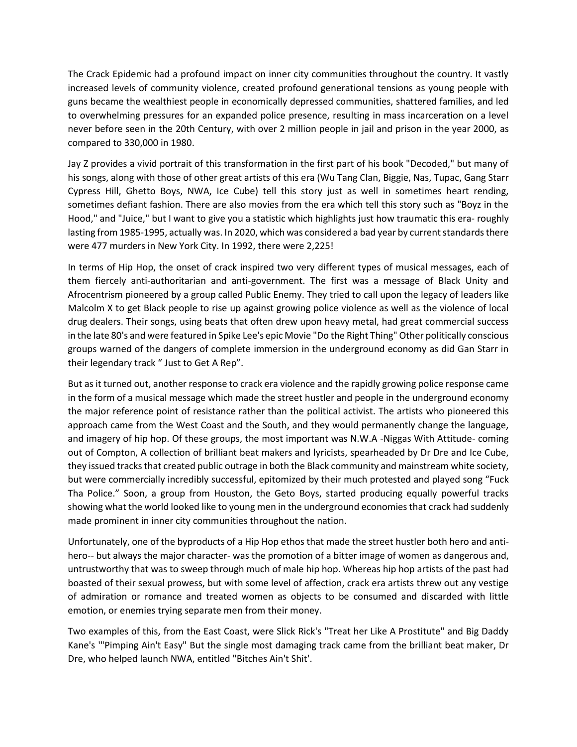The Crack Epidemic had a profound impact on inner city communities throughout the country. It vastly increased levels of community violence, created profound generational tensions as young people with guns became the wealthiest people in economically depressed communities, shattered families, and led to overwhelming pressures for an expanded police presence, resulting in mass incarceration on a level never before seen in the 20th Century, with over 2 million people in jail and prison in the year 2000, as compared to 330,000 in 1980.

Jay Z provides a vivid portrait of this transformation in the first part of his book "Decoded," but many of his songs, along with those of other great artists of this era (Wu Tang Clan, Biggie, Nas, Tupac, Gang Starr Cypress Hill, Ghetto Boys, NWA, Ice Cube) tell this story just as well in sometimes heart rending, sometimes defiant fashion. There are also movies from the era which tell this story such as "Boyz in the Hood," and "Juice," but I want to give you a statistic which highlights just how traumatic this era- roughly lasting from 1985-1995, actually was. In 2020, which was considered a bad year by current standards there were 477 murders in New York City. In 1992, there were 2,225!

In terms of Hip Hop, the onset of crack inspired two very different types of musical messages, each of them fiercely anti-authoritarian and anti-government. The first was a message of Black Unity and Afrocentrism pioneered by a group called Public Enemy. They tried to call upon the legacy of leaders like Malcolm X to get Black people to rise up against growing police violence as well as the violence of local drug dealers. Their songs, using beats that often drew upon heavy metal, had great commercial success in the late 80's and were featured in Spike Lee's epic Movie "Do the Right Thing" Other politically conscious groups warned of the dangers of complete immersion in the underground economy as did Gan Starr in their legendary track " Just to Get A Rep".

But as it turned out, another response to crack era violence and the rapidly growing police response came in the form of a musical message which made the street hustler and people in the underground economy the major reference point of resistance rather than the political activist. The artists who pioneered this approach came from the West Coast and the South, and they would permanently change the language, and imagery of hip hop. Of these groups, the most important was N.W.A -Niggas With Attitude- coming out of Compton, A collection of brilliant beat makers and lyricists, spearheaded by Dr Dre and Ice Cube, they issued tracks that created public outrage in both the Black community and mainstream white society, but were commercially incredibly successful, epitomized by their much protested and played song "Fuck Tha Police." Soon, a group from Houston, the Geto Boys, started producing equally powerful tracks showing what the world looked like to young men in the underground economies that crack had suddenly made prominent in inner city communities throughout the nation.

Unfortunately, one of the byproducts of a Hip Hop ethos that made the street hustler both hero and anti-hero-- but always the major character- was the promotion of a bitter image of women as dangerous and, untrustworthy that was to sweep through much of male hip hop. Whereas hip hop artists of the past had boasted of their sexual prowess, but with some level of affection, crack era artists threw out any vestige of admiration or romance and treated women as objects to be consumed and discarded with little emotion, or enemies trying separate men from their money.

Two examples of this, from the East Coast, were Slick Rick's "Treat her Like A Prostitute" and Big Daddy Kane's '"Pimping Ain't Easy" But the single most damaging track came from the brilliant beat maker, Dr Dre, who helped launch NWA, entitled "Bitches Ain't Shit'.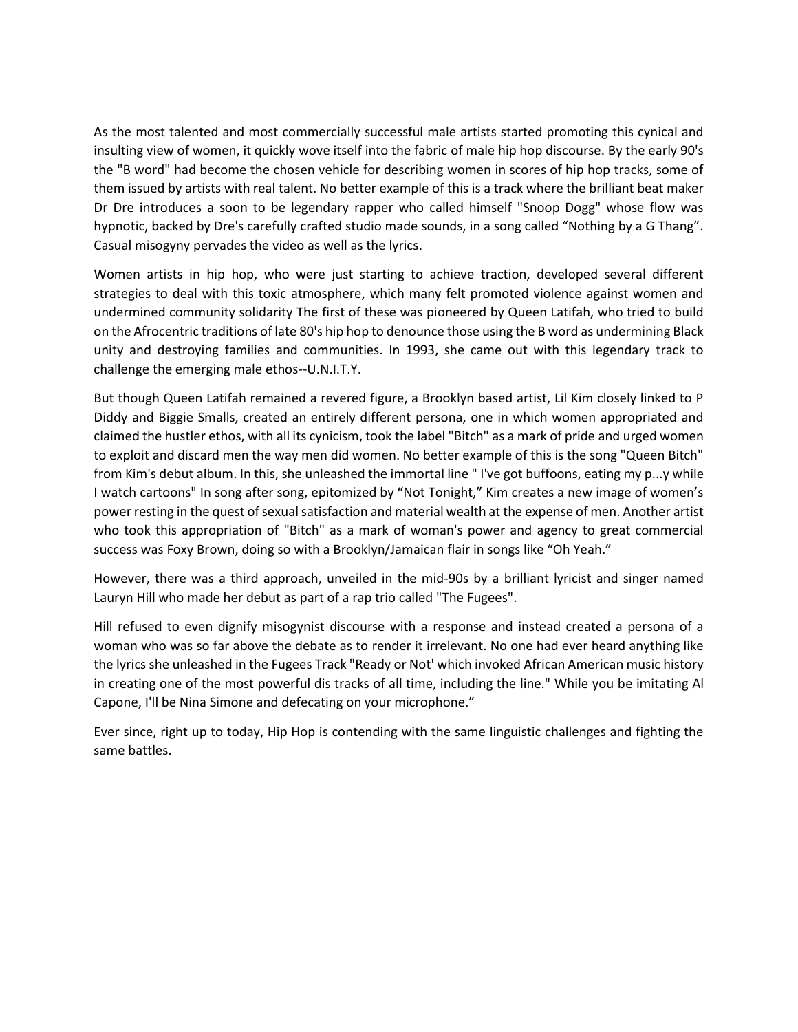As the most talented and most commercially successful male artists started promoting this cynical and insulting view of women, it quickly wove itself into the fabric of male hip hop discourse. By the early 90's the "B word" had become the chosen vehicle for describing women in scores of hip hop tracks, some of them issued by artists with real talent. No better example of this is a track where the brilliant beat maker Dr Dre introduces a soon to be legendary rapper who called himself "Snoop Dogg" whose flow was hypnotic, backed by Dre's carefully crafted studio made sounds, in a song called "Nothing by a G Thang". Casual misogyny pervades the video as well as the lyrics.

Women artists in hip hop, who were just starting to achieve traction, developed several different strategies to deal with this toxic atmosphere, which many felt promoted violence against women and undermined community solidarity The first of these was pioneered by Queen Latifah, who tried to build on the Afrocentric traditions of late 80's hip hop to denounce those using the B word as undermining Black unity and destroying families and communities. In 1993, she came out with this legendary track to challenge the emerging male ethos--U.N.I.T.Y.

But though Queen Latifah remained a revered figure, a Brooklyn based artist, Lil Kim closely linked to P Diddy and Biggie Smalls, created an entirely different persona, one in which women appropriated and claimed the hustler ethos, with all its cynicism, took the label "Bitch" as a mark of pride and urged women to exploit and discard men the way men did women. No better example of this is the song "Queen Bitch" from Kim's debut album. In this, she unleashed the immortal line " I've got buffoons, eating my p...y while I watch cartoons" In song after song, epitomized by "Not Tonight," Kim creates a new image of women's power resting in the quest of sexual satisfaction and material wealth at the expense of men. Another artist who took this appropriation of "Bitch" as a mark of woman's power and agency to great commercial success was Foxy Brown, doing so with a Brooklyn/Jamaican flair in songs like "Oh Yeah."

However, there was a third approach, unveiled in the mid-90s by a brilliant lyricist and singer named Lauryn Hill who made her debut as part of a rap trio called "The Fugees".

Hill refused to even dignify misogynist discourse with a response and instead created a persona of a woman who was so far above the debate as to render it irrelevant. No one had ever heard anything like the lyrics she unleashed in the Fugees Track "Ready or Not' which invoked African American music history in creating one of the most powerful dis tracks of all time, including the line." While you be imitating Al Capone, I'll be Nina Simone and defecating on your microphone."

Ever since, right up to today, Hip Hop is contending with the same linguistic challenges and fighting the same battles.